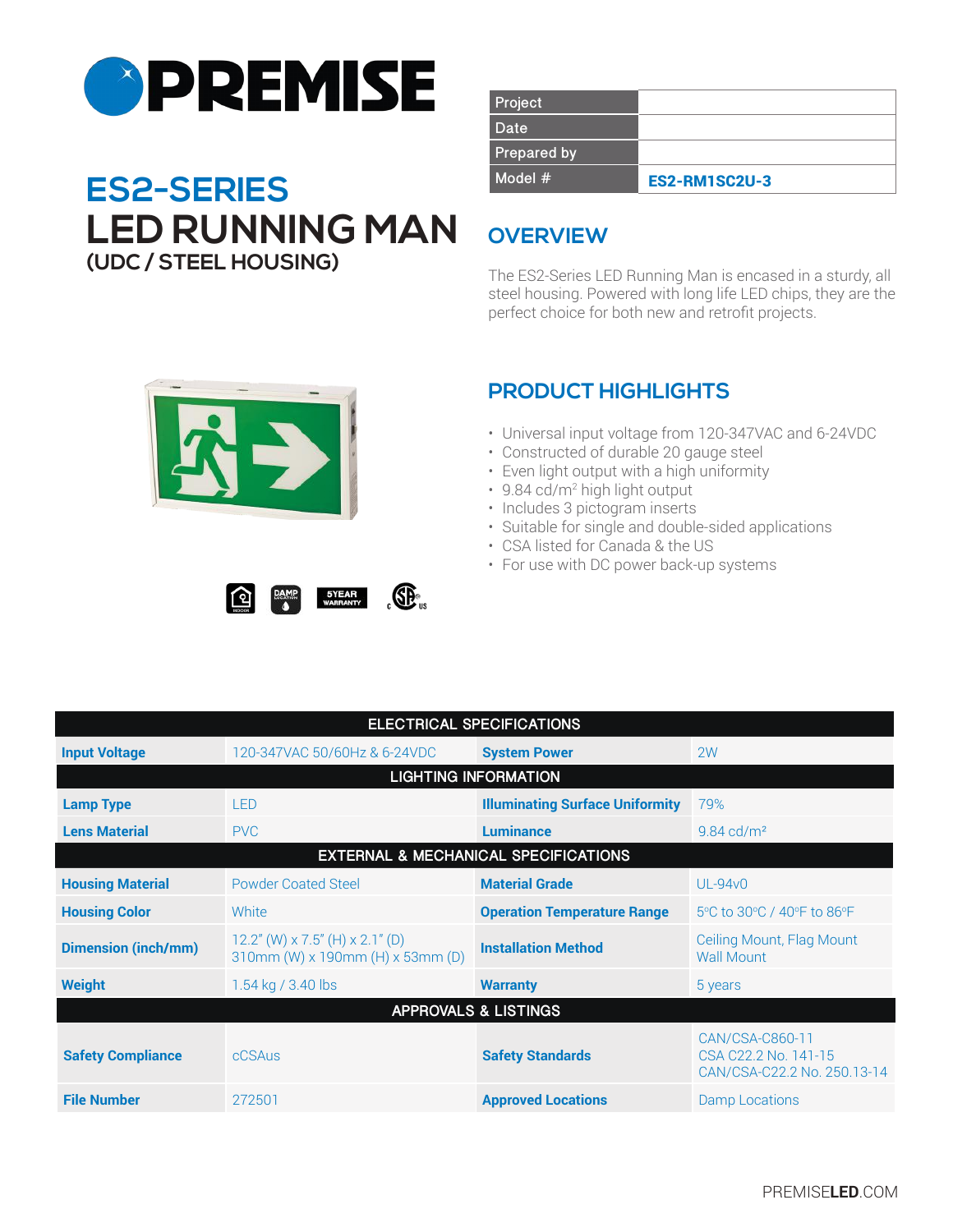# PREMISE

| Project | |
|---|---|
| Date | |
| Prepared by | |
| Model # | **ES2-RM1SC2U-3** |

# ES2-SERIES LED RUNNING MAN

**(UDC / STEEL HOUSING)**

## OVERVIEW

The ES2-Series LED Running Man is encased in a sturdy, all steel housing. Powered with long life LED chips, they are the perfect choice for both new and retrofit projects.

## PRODUCT HIGHLIGHTS

- Universal input voltage from 120-347VAC and 6-24VDC
- Constructed of durable 20 gauge steel
- Even light output with a high uniformity
- 9.84 cd/m² high light output
- Includes 3 pictogram inserts
- Suitable for single and double-sided applications
- CSA listed for Canada & the US
- For use with DC power back-up systems

INDOOR | DAMP LOCATION | 5YEAR WARRANTY | c CSA US

| ELECTRICAL SPECIFICATIONS | | | |
|---|---|---|---|
| **Input Voltage** | 120-347VAC 50/60Hz & 6-24VDC | **System Power** | 2W |
| **LIGHTING INFORMATION** | | | |
| **Lamp Type** | LED | **Illuminating Surface Uniformity** | 79% |
| **Lens Material** | PVC | **Luminance** | 9.84 cd/m² |
| **EXTERNAL & MECHANICAL SPECIFICATIONS** | | | |
| **Housing Material** | Powder Coated Steel | **Material Grade** | UL-94v0 |
| **Housing Color** | White | **Operation Temperature Range** | 5°C to 30°C / 40°F to 86°F |
| **Dimension (inch/mm)** | 12.2" (W) x 7.5" (H) x 2.1" (D)<br>310mm (W) x 190mm (H) x 53mm (D) | **Installation Method** | Ceiling Mount, Flag Mount<br>Wall Mount |
| **Weight** | 1.54 kg / 3.40 lbs | **Warranty** | 5 years |
| **APPROVALS & LISTINGS** | | | |
| **Safety Compliance** | cCSAus | **Safety Standards** | CAN/CSA-C860-11<br>CSA C22.2 No. 141-15<br>CAN/CSA-C22.2 No. 250.13-14 |
| **File Number** | 272501 | **Approved Locations** | Damp Locations |

PREMISE**LED**.COM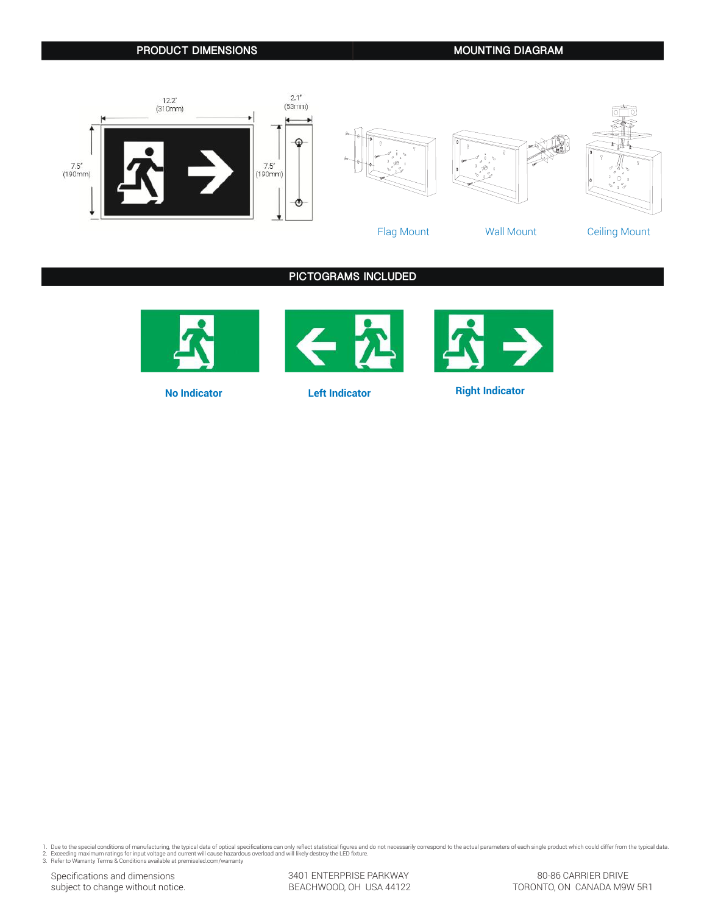## PRODUCT DIMENSIONS

12.2"
(310mm)

2.1"
(53mm)

7.5"
(190mm)

7.5"
(190mm)

## MOUNTING DIAGRAM

Flag Mount

Wall Mount

Ceiling Mount

## PICTOGRAMS INCLUDED

**No Indicator**

**Left Indicator**

**Right Indicator**

1. Due to the special conditions of manufacturing, the typical data of optical specifications can only reflect statistical figures and do not necessarily correspond to the actual parameters of each single product which could differ from the typical data.
2. Exceeding maximum ratings for input voltage and current will cause hazardous overload and will likely destroy the LED fixture.
3. Refer to Warranty Terms & Conditions available at premiseled.com/warranty

Specifications and dimensions
subject to change without notice.

3401 ENTERPRISE PARKWAY
BEACHWOOD, OH USA 44122

80-86 CARRIER DRIVE
TORONTO, ON CANADA M9W 5R1